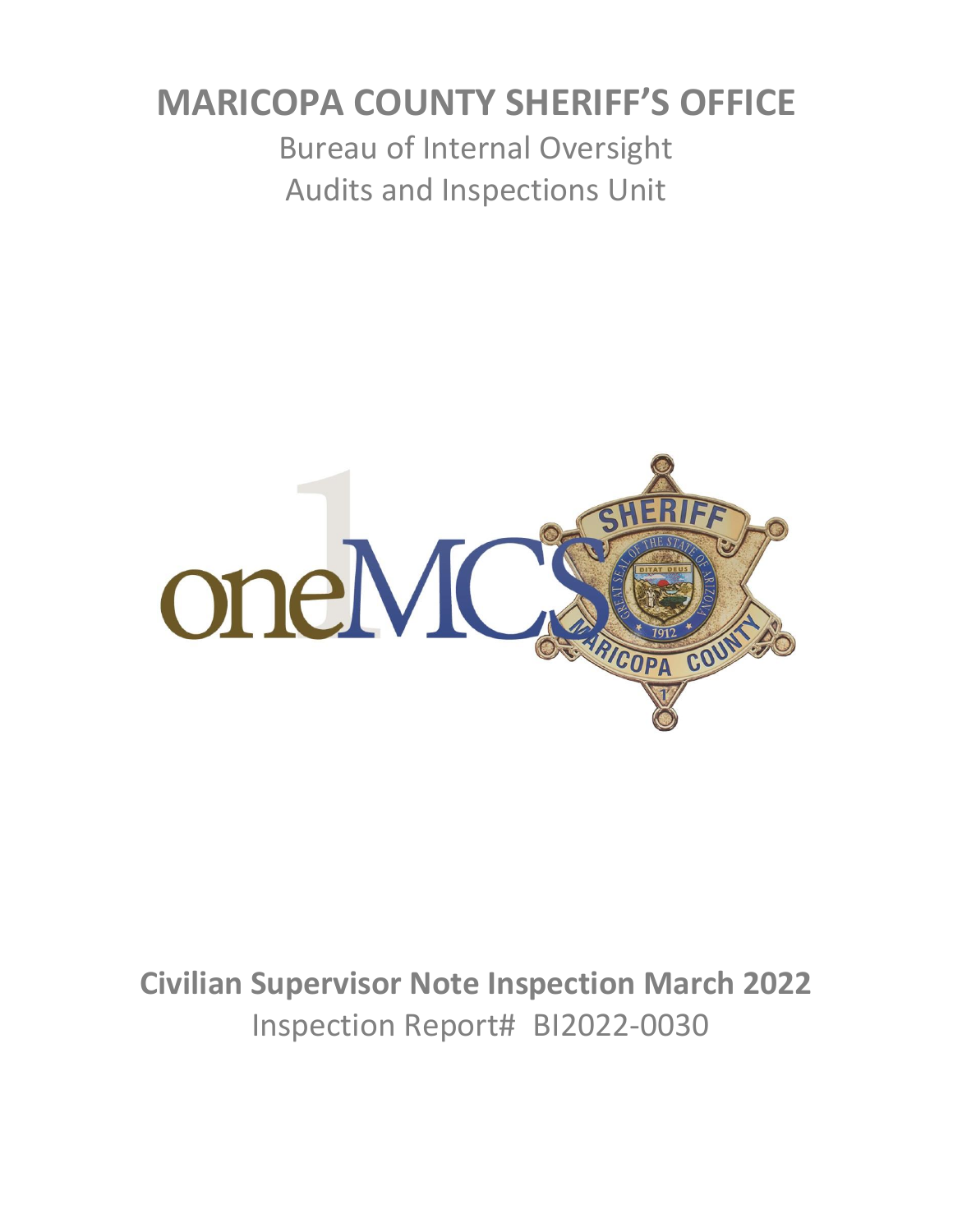# MARICOPA COUNTY SHERIFF'S OFFICE

Bureau of Internal Oversight

Audits and Inspections Unit

## Civilian Supervisor Note Inspection March 2022

Inspection Report# BI2022-0030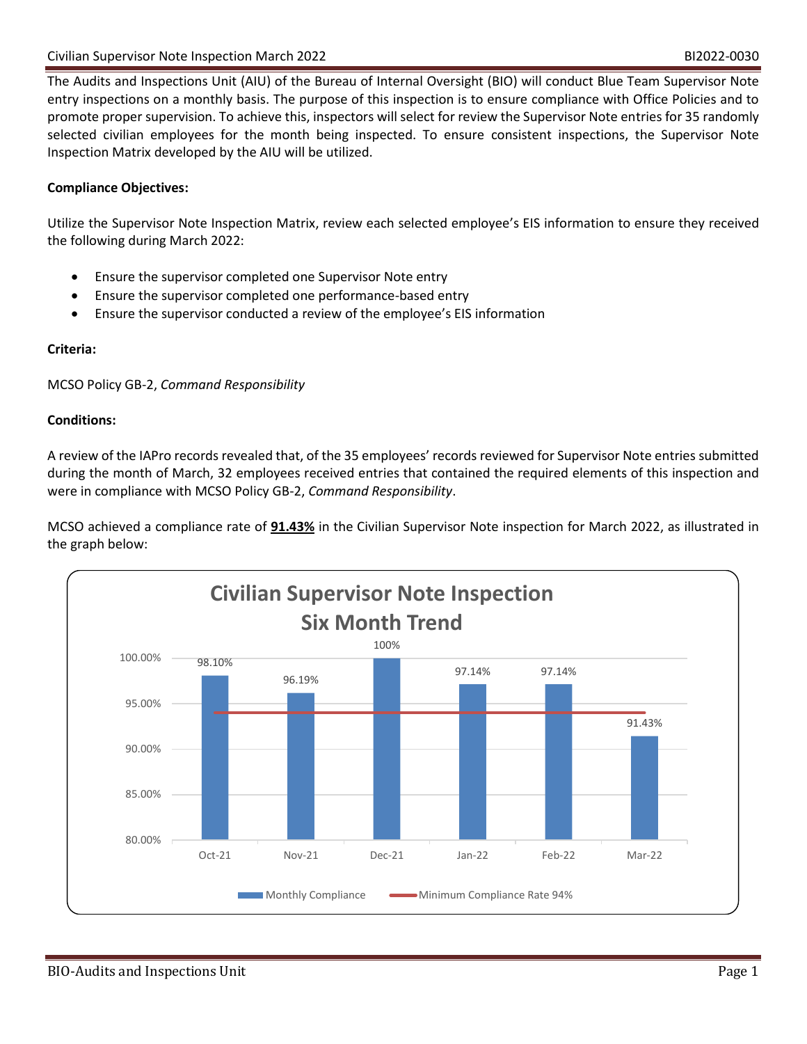The Audits and Inspections Unit (AIU) of the Bureau of Internal Oversight (BIO) will conduct Blue Team Supervisor Note entry inspections on a monthly basis. The purpose of this inspection is to ensure compliance with Office Policies and to promote proper supervision. To achieve this, inspectors will select for review the Supervisor Note entries for 35 randomly selected civilian employees for the month being inspected. To ensure consistent inspections, the Supervisor Note Inspection Matrix developed by the AIU will be utilized.

**Compliance Objectives:**

Utilize the Supervisor Note Inspection Matrix, review each selected employee's EIS information to ensure they received the following during March 2022:

- Ensure the supervisor completed one Supervisor Note entry
- Ensure the supervisor completed one performance-based entry
- Ensure the supervisor conducted a review of the employee's EIS information

**Criteria:**

MCSO Policy GB-2, *Command Responsibility*

**Conditions:**

A review of the IAPro records revealed that, of the 35 employees' records reviewed for Supervisor Note entries submitted during the month of March, 32 employees received entries that contained the required elements of this inspection and were in compliance with MCSO Policy GB-2, *Command Responsibility*.

MCSO achieved a compliance rate of **91.43%** in the Civilian Supervisor Note inspection for March 2022, as illustrated in the graph below:

**Civilian Supervisor Note Inspection Six Month Trend**

| Month | Monthly Compliance | Minimum Compliance Rate |
|---|---|---|
| Oct-21 | 98.10% | 94% |
| Nov-21 | 96.19% | 94% |
| Dec-21 | 100% | 94% |
| Jan-22 | 97.14% | 94% |
| Feb-22 | 97.14% | 94% |
| Mar-22 | 91.43% | 94% |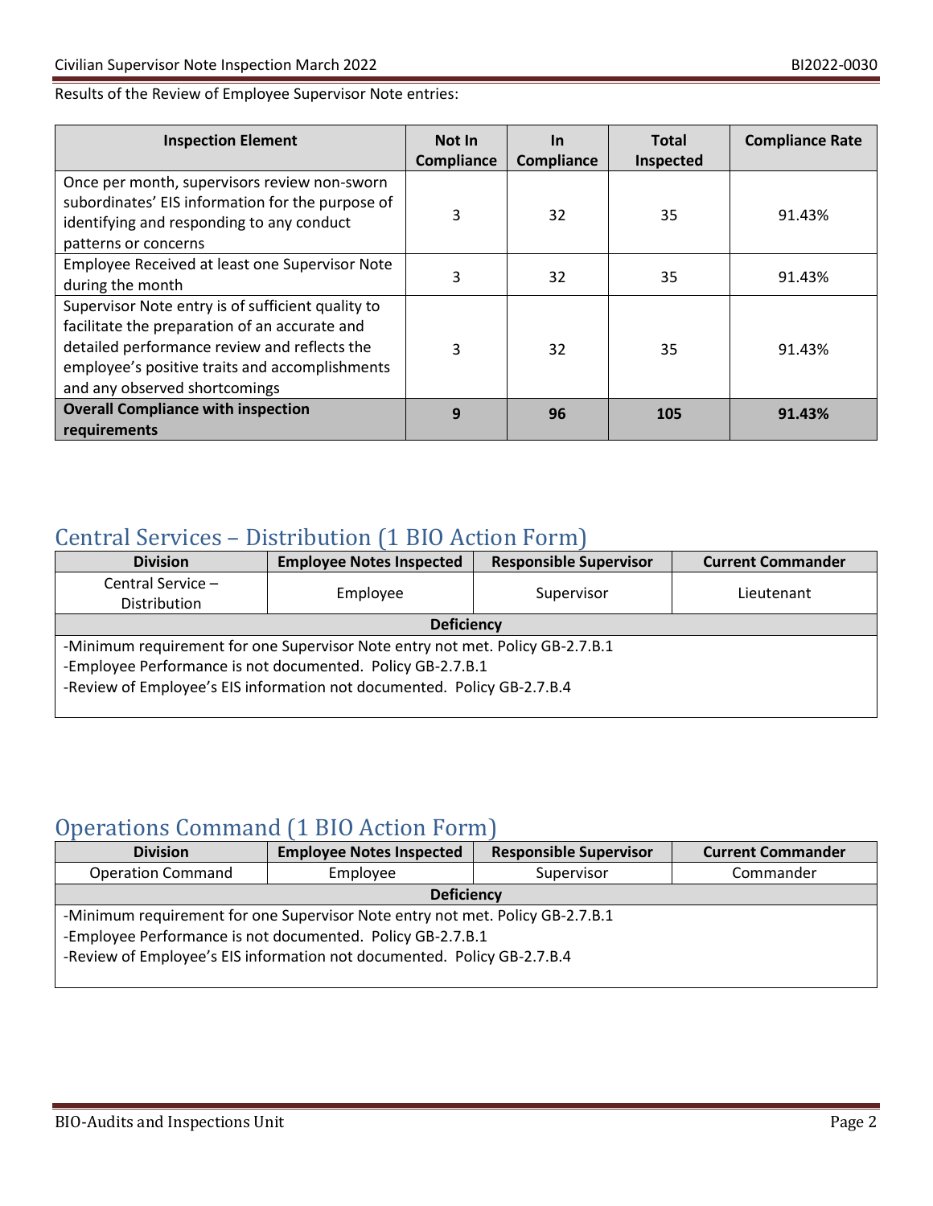Results of the Review of Employee Supervisor Note entries:

| Inspection Element | Not In Compliance | In Compliance | Total Inspected | Compliance Rate |
|---|---|---|---|---|
| Once per month, supervisors review non-sworn subordinates' EIS information for the purpose of identifying and responding to any conduct patterns or concerns | 3 | 32 | 35 | 91.43% |
| Employee Received at least one Supervisor Note during the month | 3 | 32 | 35 | 91.43% |
| Supervisor Note entry is of sufficient quality to facilitate the preparation of an accurate and detailed performance review and reflects the employee's positive traits and accomplishments and any observed shortcomings | 3 | 32 | 35 | 91.43% |
| **Overall Compliance with inspection requirements** | **9** | **96** | **105** | **91.43%** |

## Central Services – Distribution (1 BIO Action Form)

| Division | Employee Notes Inspected | Responsible Supervisor | Current Commander |
|---|---|---|---|
| Central Service – Distribution | Employee | Supervisor | Lieutenant |
| **Deficiency** | | | |
| -Minimum requirement for one Supervisor Note entry not met. Policy GB-2.7.B.1<br>-Employee Performance is not documented. Policy GB-2.7.B.1<br>-Review of Employee's EIS information not documented. Policy GB-2.7.B.4 | | | |

## Operations Command (1 BIO Action Form)

| Division | Employee Notes Inspected | Responsible Supervisor | Current Commander |
|---|---|---|---|
| Operation Command | Employee | Supervisor | Commander |
| **Deficiency** | | | |
| -Minimum requirement for one Supervisor Note entry not met. Policy GB-2.7.B.1<br>-Employee Performance is not documented. Policy GB-2.7.B.1<br>-Review of Employee's EIS information not documented. Policy GB-2.7.B.4 | | | |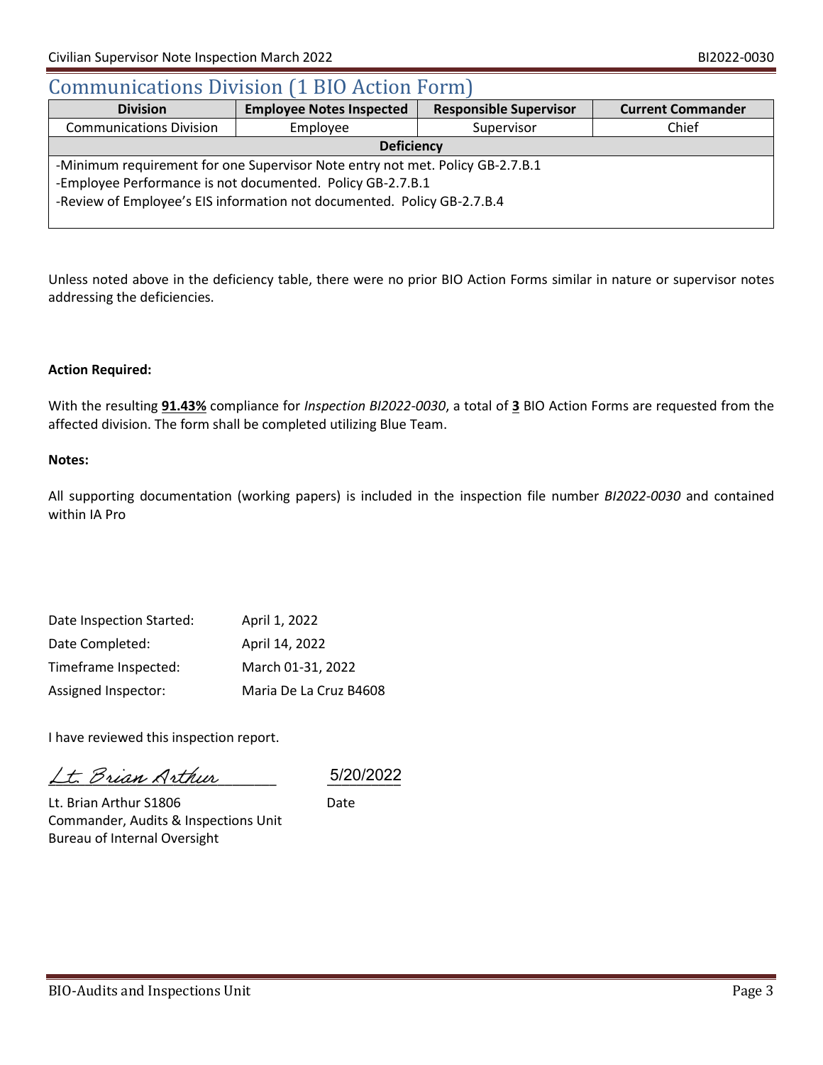## Communications Division (1 BIO Action Form)

| Division | Employee Notes Inspected | Responsible Supervisor | Current Commander |
|---|---|---|---|
| Communications Division | Employee | Supervisor | Chief |
| **Deficiency** | | | |
| -Minimum requirement for one Supervisor Note entry not met. Policy GB-2.7.B.1<br>-Employee Performance is not documented. Policy GB-2.7.B.1<br>-Review of Employee's EIS information not documented. Policy GB-2.7.B.4 | | | |

Unless noted above in the deficiency table, there were no prior BIO Action Forms similar in nature or supervisor notes addressing the deficiencies.

**Action Required:**

With the resulting **91.43%** compliance for *Inspection BI2022-0030*, a total of **3** BIO Action Forms are requested from the affected division. The form shall be completed utilizing Blue Team.

**Notes:**

All supporting documentation (working papers) is included in the inspection file number *BI2022-0030* and contained within IA Pro

| | |
|---|---|
| Date Inspection Started: | April 1, 2022 |
| Date Completed: | April 14, 2022 |
| Timeframe Inspected: | March 01-31, 2022 |
| Assigned Inspector: | Maria De La Cruz B4608 |

I have reviewed this inspection report.

*Lt. Brian Arthur* 5/20/2022

Lt. Brian Arthur S1806 Date
Commander, Audits & Inspections Unit
Bureau of Internal Oversight